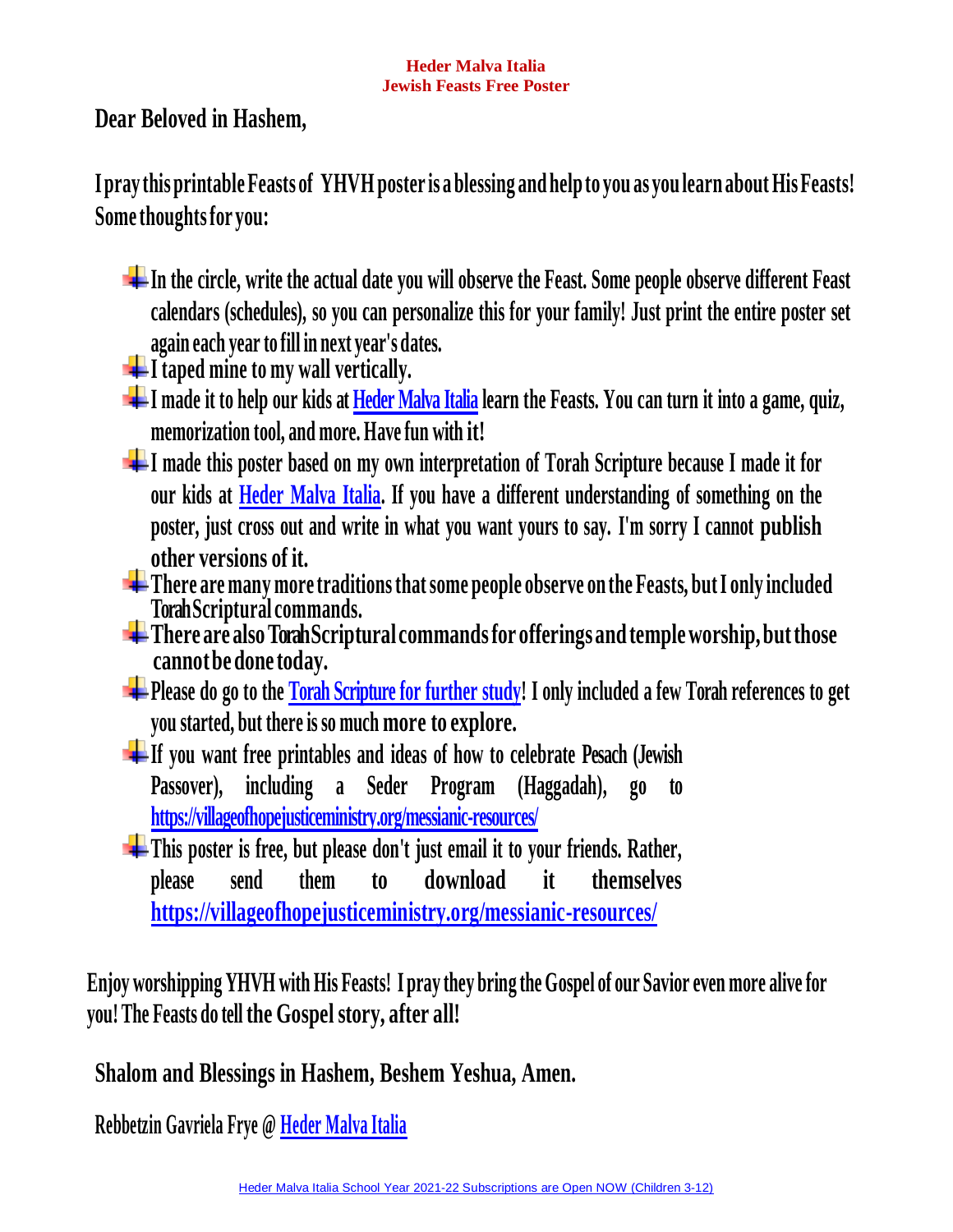**Heder Malva Italia**
**Jewish Feasts Free Poster**

**Dear Beloved in Hashem,**

**I pray this printable Feasts of YHVH poster is a blessing and help to you as you learn about His Feasts! Some thoughts for you:**

- **In the circle, write the actual date you will observe the Feast. Some people observe different Feast calendars (schedules), so you can personalize this for your family! Just print the entire poster set again each year to fill in next year's dates.**
- **I taped mine to my wall vertically.**
- **I made it to help our kids at Heder Malva Italia learn the Feasts. You can turn it into a game, quiz, memorization tool, and more. Have fun with it!**
- **I made this poster based on my own interpretation of Torah Scripture because I made it for our kids at Heder Malva Italia. If you have a different understanding of something on the poster, just cross out and write in what you want yours to say. I'm sorry I cannot publish other versions of it.**
- **There are many more traditions that some people observe on the Feasts, but I only included Torah Scriptural commands.**
- **There are also Torah Scriptural commands for offerings and temple worship, but those cannot be done today.**
- **Please do go to the Torah Scripture for further study! I only included a few Torah references to get you started, but there is so much more to explore.**
- **If you want free printables and ideas of how to celebrate Pesach (Jewish Passover), including a Seder Program (Haggadah), go to https://villageofhopejusticeministry.org/messianic-resources/**
- **This poster is free, but please don't just email it to your friends. Rather, please send them to download it themselves https://villageofhopejusticeministry.org/messianic-resources/**

**Enjoy worshipping YHVH with His Feasts! I pray they bring the Gospel of our Savior even more alive for you! The Feasts do tell the Gospel story, after all!**

**Shalom and Blessings in Hashem, Beshem Yeshua, Amen.**

**Rebbetzin Gavriela Frye @ Heder Malva Italia**

Heder Malva Italia School Year 2021-22 Subscriptions are Open NOW (Children 3-12)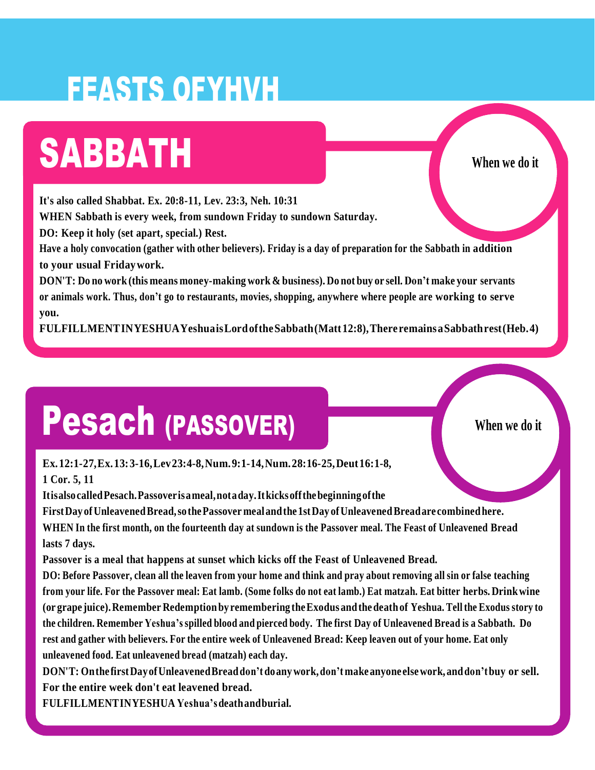# FEASTS OFYHVH

## SABBATH

When we do it

It's also called Shabbat. Ex. 20:8-11, Lev. 23:3, Neh. 10:31

WHEN Sabbath is every week, from sundown Friday to sundown Saturday.

DO: Keep it holy (set apart, special.) Rest.

Have a holy convocation (gather with other believers). Friday is a day of preparation for the Sabbath in addition to your usual Friday work.

DON'T: Do no work (this means money-making work & business). Do not buy or sell. Don't make your servants or animals work. Thus, don't go to restaurants, movies, shopping, anywhere where people are working to serve you.

FULFILLMENT IN YESHUA Yeshua is Lord of the Sabbath (Matt 12:8), There remains a Sabbath rest (Heb. 4)

## Pesach (PASSOVER)

When we do it

Ex. 12:1-27, Ex. 13:3-16, Lev 23:4-8, Num. 9:1-14, Num. 28:16-25, Deut 16:1-8, 1 Cor. 5, 11

It is also called Pesach. Passover is a meal, not a day. It kicks off the beginning of the First Day of Unleavened Bread, so the Passover meal and the 1st Day of Unleavened Bread are combined here.

WHEN In the first month, on the fourteenth day at sundown is the Passover meal. The Feast of Unleavened Bread lasts 7 days.

Passover is a meal that happens at sunset which kicks off the Feast of Unleavened Bread.

DO: Before Passover, clean all the leaven from your home and think and pray about removing all sin or false teaching from your life. For the Passover meal: Eat lamb. (Some folks do not eat lamb.) Eat matzah. Eat bitter herbs. Drink wine (or grape juice). Remember Redemption by remembering the Exodus and the death of Yeshua. Tell the Exodus story to the children. Remember Yeshua's spilled blood and pierced body. The first Day of Unleavened Bread is a Sabbath. Do rest and gather with believers. For the entire week of Unleavened Bread: Keep leaven out of your home. Eat only unleavened food. Eat unleavened bread (matzah) each day.

DON'T: On the first Day of Unleavened Bread don't do any work, don't make anyone else work, and don't buy or sell. For the entire week don't eat leavened bread.

FULFILLMENT IN YESHUA Yeshua's death and burial.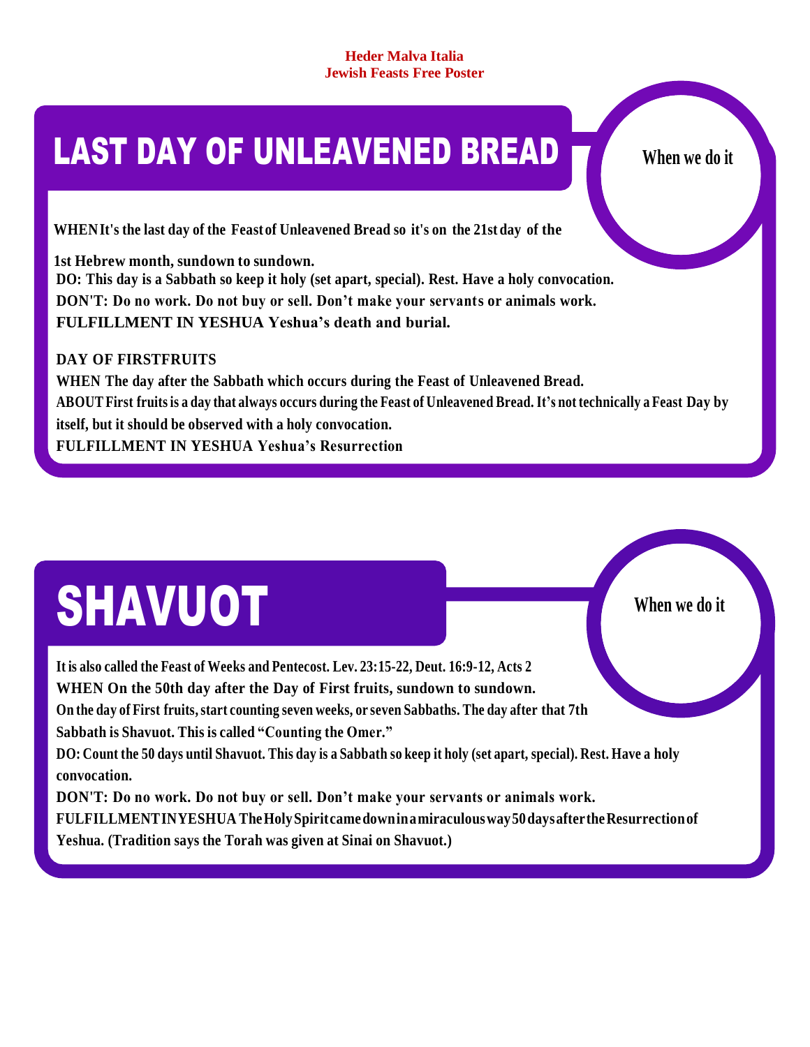**Heder Malva Italia**
**Jewish Feasts Free Poster**

# LAST DAY OF UNLEAVENED BREAD

**When we do it**

**WHEN It's the last day of the Feast of Unleavened Bread so it's on the 21st day of the 1st Hebrew month, sundown to sundown.**

**DO: This day is a Sabbath so keep it holy (set apart, special). Rest. Have a holy convocation.**

**DON'T: Do no work. Do not buy or sell. Don't make your servants or animals work.**

**FULFILLMENT IN YESHUA Yeshua's death and burial.**

**DAY OF FIRSTFRUITS**

**WHEN The day after the Sabbath which occurs during the Feast of Unleavened Bread.**

**ABOUT First fruits is a day that always occurs during the Feast of Unleavened Bread. It's not technically a Feast Day by itself, but it should be observed with a holy convocation.**

**FULFILLMENT IN YESHUA Yeshua's Resurrection**

# SHAVUOT

**When we do it**

**It is also called the Feast of Weeks and Pentecost. Lev. 23:15-22, Deut. 16:9-12, Acts 2**

**WHEN On the 50th day after the Day of First fruits, sundown to sundown.**

**On the day of First fruits, start counting seven weeks, or seven Sabbaths. The day after that 7th Sabbath is Shavuot. This is called "Counting the Omer."**

**DO: Count the 50 days until Shavuot. This day is a Sabbath so keep it holy (set apart, special). Rest. Have a holy convocation.**

**DON'T: Do no work. Do not buy or sell. Don't make your servants or animals work.**

**FULFILLMENT IN YESHUA The Holy Spirit came down in a miraculous way 50 days after the Resurrection of Yeshua. (Tradition says the Torah was given at Sinai on Shavuot.)**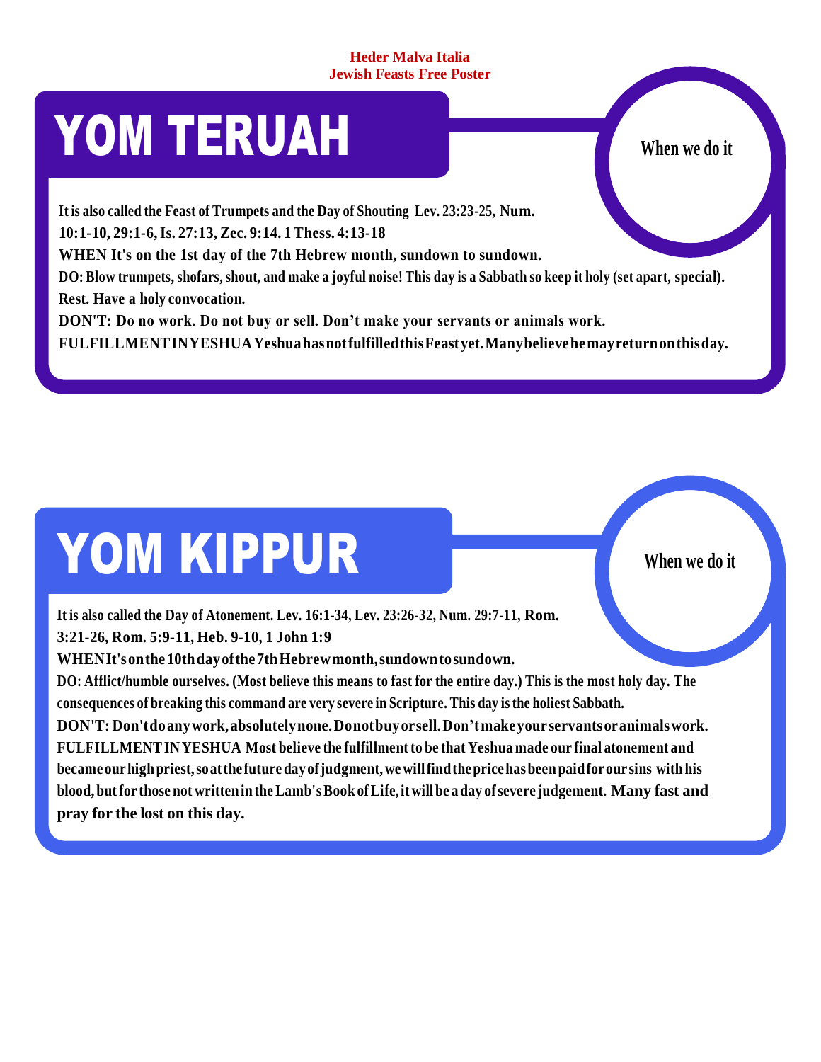**Heder Malva Italia**
**Jewish Feasts Free Poster**

# YOM TERUAH

**When we do it**

**It is also called the Feast of Trumpets and the Day of Shouting Lev. 23:23-25, Num. 10:1-10, 29:1-6, Is. 27:13, Zec. 9:14. 1 Thess. 4:13-18**

**WHEN It's on the 1st day of the 7th Hebrew month, sundown to sundown.**

**DO: Blow trumpets, shofars, shout, and make a joyful noise! This day is a Sabbath so keep it holy (set apart, special). Rest. Have a holy convocation.**

**DON'T: Do no work. Do not buy or sell. Don't make your servants or animals work.**

**FULFILLMENT IN YESHUA Yeshua has not fulfilled this Feast yet. Many believe he may return on this day.**

# YOM KIPPUR

**When we do it**

**It is also called the Day of Atonement. Lev. 16:1-34, Lev. 23:26-32, Num. 29:7-11, Rom. 3:21-26, Rom. 5:9-11, Heb. 9-10, 1 John 1:9**

**WHEN It's on the 10th day of the 7th Hebrew month, sundown to sundown.**

**DO: Afflict/humble ourselves. (Most believe this means to fast for the entire day.) This is the most holy day. The consequences of breaking this command are very severe in Scripture. This day is the holiest Sabbath.**

**DON'T: Don't do any work, absolutely none. Do not buy or sell. Don't make your servants or animals work.**

**FULFILLMENT IN YESHUA Most believe the fulfillment to be that Yeshua made our final atonement and became our high priest, so at the future day of judgment, we will find the price has been paid for our sins with his blood, but for those not written in the Lamb's Book of Life, it will be a day of severe judgement. Many fast and pray for the lost on this day.**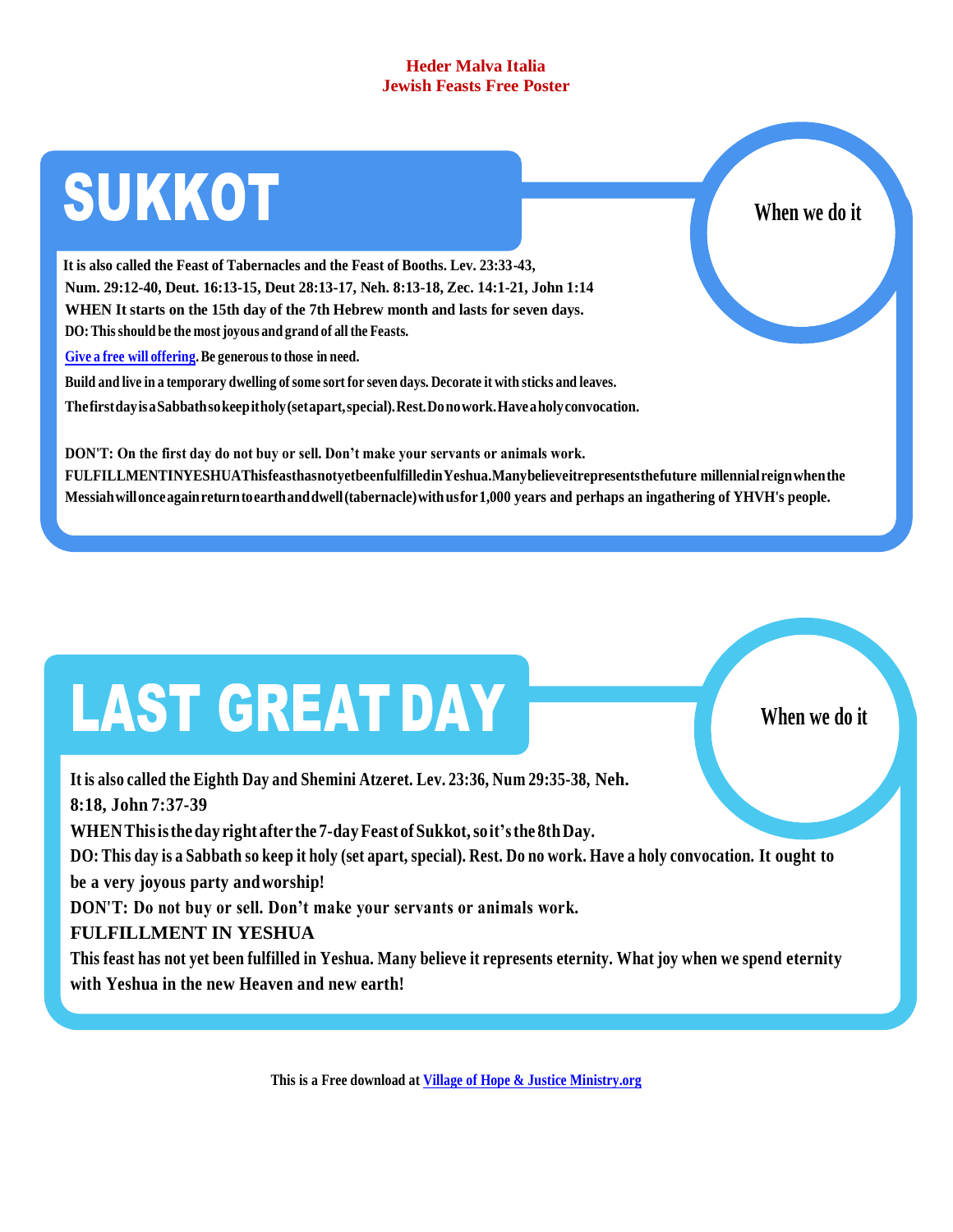**Heder Malva Italia**
**Jewish Feasts Free Poster**

# SUKKOT

**When we do it**

**It is also called the Feast of Tabernacles and the Feast of Booths. Lev. 23:33-43, Num. 29:12-40, Deut. 16:13-15, Deut 28:13-17, Neh. 8:13-18, Zec. 14:1-21, John 1:14**

**WHEN It starts on the 15th day of the 7th Hebrew month and lasts for seven days.**

**DO: This should be the most joyous and grand of all the Feasts.**

**[Give a free will offering](). Be generous to those in need.**

**Build and live in a temporary dwelling of some sort for seven days. Decorate it with sticks and leaves.**

**The first day is a Sabbath so keep it holy (set apart, special). Rest. Do no work. Have a holy convocation.**

**DON'T: On the first day do not buy or sell. Don't make your servants or animals work.**

**FULFILLMENT IN YESHUA This feast has not yet been fulfilled in Yeshua. Many believe it represents the future millennial reign when the Messiah will once again return to earth and dwell (tabernacle) with us for 1,000 years and perhaps an ingathering of YHVH's people.**

# LAST GREAT DAY

**When we do it**

**It is also called the Eighth Day and Shemini Atzeret. Lev. 23:36, Num 29:35-38, Neh. 8:18, John 7:37-39**

**WHEN This is the day right after the 7-day Feast of Sukkot, so it's the 8th Day.**

**DO: This day is a Sabbath so keep it holy (set apart, special). Rest. Do no work. Have a holy convocation. It ought to be a very joyous party and worship!**

**DON'T: Do not buy or sell. Don't make your servants or animals work.**

**FULFILLMENT IN YESHUA**

**This feast has not yet been fulfilled in Yeshua. Many believe it represents eternity. What joy when we spend eternity with Yeshua in the new Heaven and new earth!**

**This is a Free download at [Village of Hope & Justice Ministry.org]()**